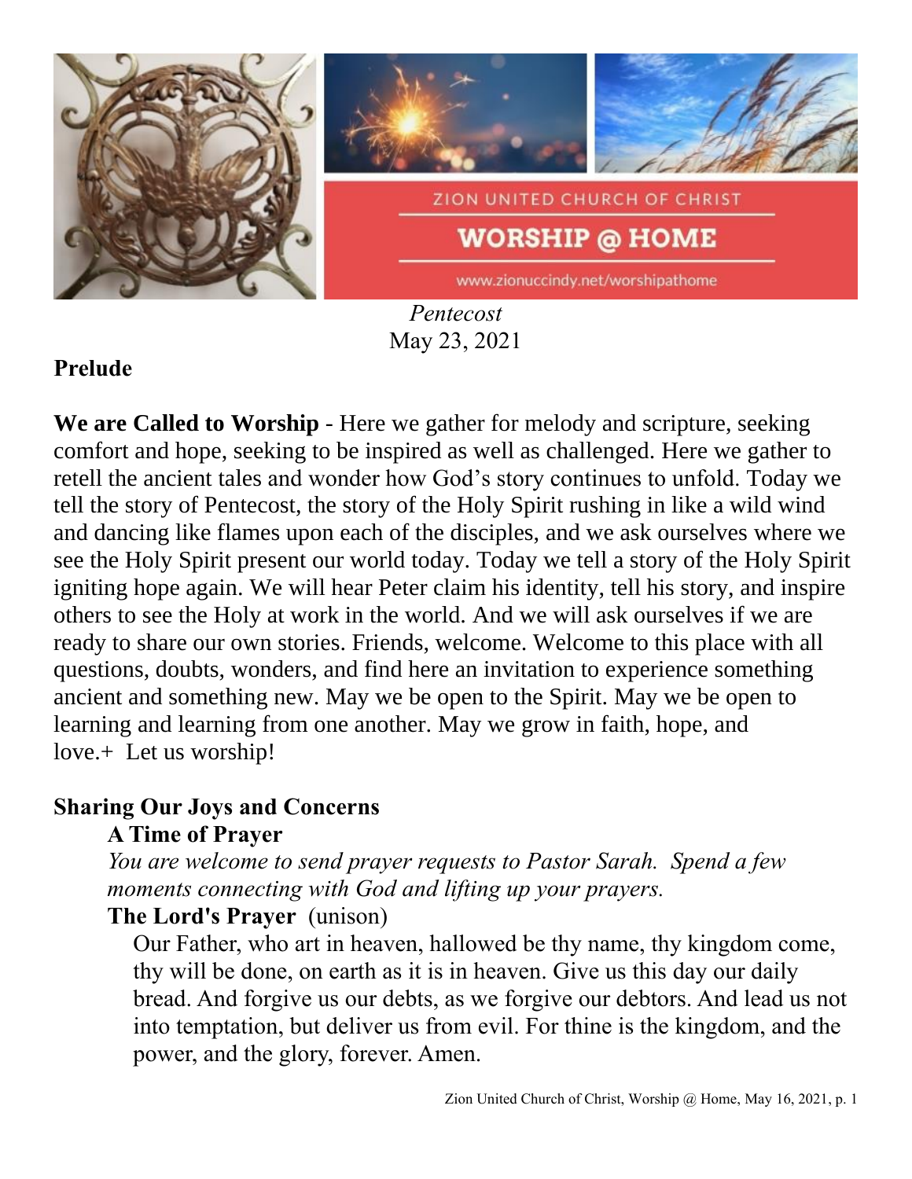ZION UNITED CHURCH OF CHRIST

# WORSHIP @ HOME

www.zionuccindy.net/worshipathome

*Pentecost*
May 23, 2021

**Prelude**

**We are Called to Worship** - Here we gather for melody and scripture, seeking comfort and hope, seeking to be inspired as well as challenged. Here we gather to retell the ancient tales and wonder how God's story continues to unfold. Today we tell the story of Pentecost, the story of the Holy Spirit rushing in like a wild wind and dancing like flames upon each of the disciples, and we ask ourselves where we see the Holy Spirit present our world today. Today we tell a story of the Holy Spirit igniting hope again. We will hear Peter claim his identity, tell his story, and inspire others to see the Holy at work in the world. And we will ask ourselves if we are ready to share our own stories. Friends, welcome. Welcome to this place with all questions, doubts, wonders, and find here an invitation to experience something ancient and something new. May we be open to the Spirit. May we be open to learning and learning from one another. May we grow in faith, hope, and love.+ Let us worship!

**Sharing Our Joys and Concerns**

**A Time of Prayer**

*You are welcome to send prayer requests to Pastor Sarah. Spend a few moments connecting with God and lifting up your prayers.*

**The Lord's Prayer** (unison)

Our Father, who art in heaven, hallowed be thy name, thy kingdom come, thy will be done, on earth as it is in heaven. Give us this day our daily bread. And forgive us our debts, as we forgive our debtors. And lead us not into temptation, but deliver us from evil. For thine is the kingdom, and the power, and the glory, forever. Amen.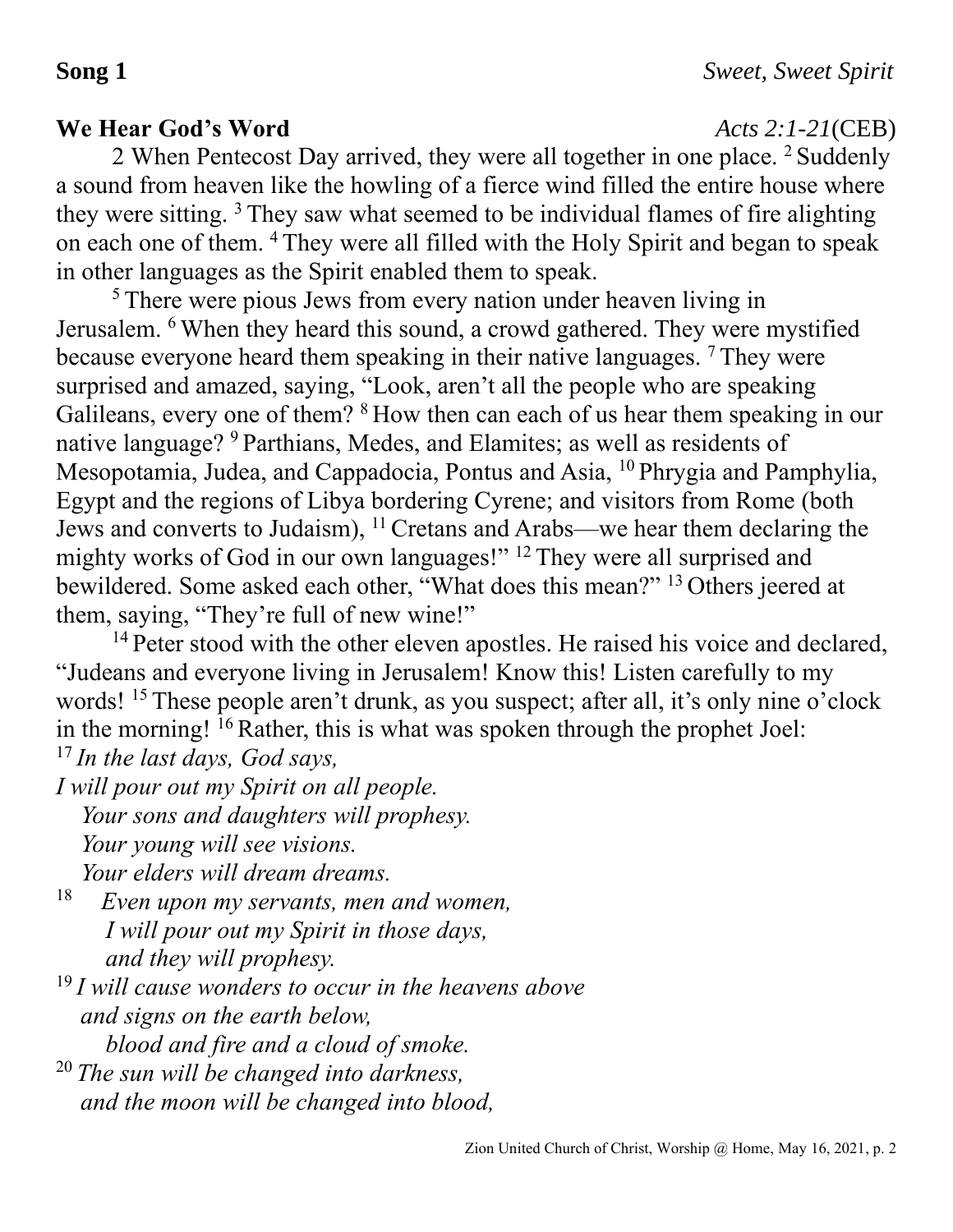**Song 1** *Sweet, Sweet Spirit*

**We Hear God's Word** *Acts 2:1-21*(CEB)

2 When Pentecost Day arrived, they were all together in one place. [2] Suddenly a sound from heaven like the howling of a fierce wind filled the entire house where they were sitting. [3] They saw what seemed to be individual flames of fire alighting on each one of them. [4] They were all filled with the Holy Spirit and began to speak in other languages as the Spirit enabled them to speak.

[5] There were pious Jews from every nation under heaven living in Jerusalem. [6] When they heard this sound, a crowd gathered. They were mystified because everyone heard them speaking in their native languages. [7] They were surprised and amazed, saying, "Look, aren't all the people who are speaking Galileans, every one of them? [8] How then can each of us hear them speaking in our native language? [9] Parthians, Medes, and Elamites; as well as residents of Mesopotamia, Judea, and Cappadocia, Pontus and Asia, [10] Phrygia and Pamphylia, Egypt and the regions of Libya bordering Cyrene; and visitors from Rome (both Jews and converts to Judaism), [11] Cretans and Arabs—we hear them declaring the mighty works of God in our own languages!" [12] They were all surprised and bewildered. Some asked each other, "What does this mean?" [13] Others jeered at them, saying, "They're full of new wine!"

[14] Peter stood with the other eleven apostles. He raised his voice and declared, "Judeans and everyone living in Jerusalem! Know this! Listen carefully to my words! [15] These people aren't drunk, as you suspect; after all, it's only nine o'clock in the morning! [16] Rather, this is what was spoken through the prophet Joel:

[17] *In the last days, God says,*
*I will pour out my Spirit on all people.*
*Your sons and daughters will prophesy.*
*Your young will see visions.*
*Your elders will dream dreams.*
[18] *Even upon my servants, men and women,*
*I will pour out my Spirit in those days,*
*and they will prophesy.*
[19] *I will cause wonders to occur in the heavens above*
*and signs on the earth below,*
*blood and fire and a cloud of smoke.*
[20] *The sun will be changed into darkness,*
*and the moon will be changed into blood,*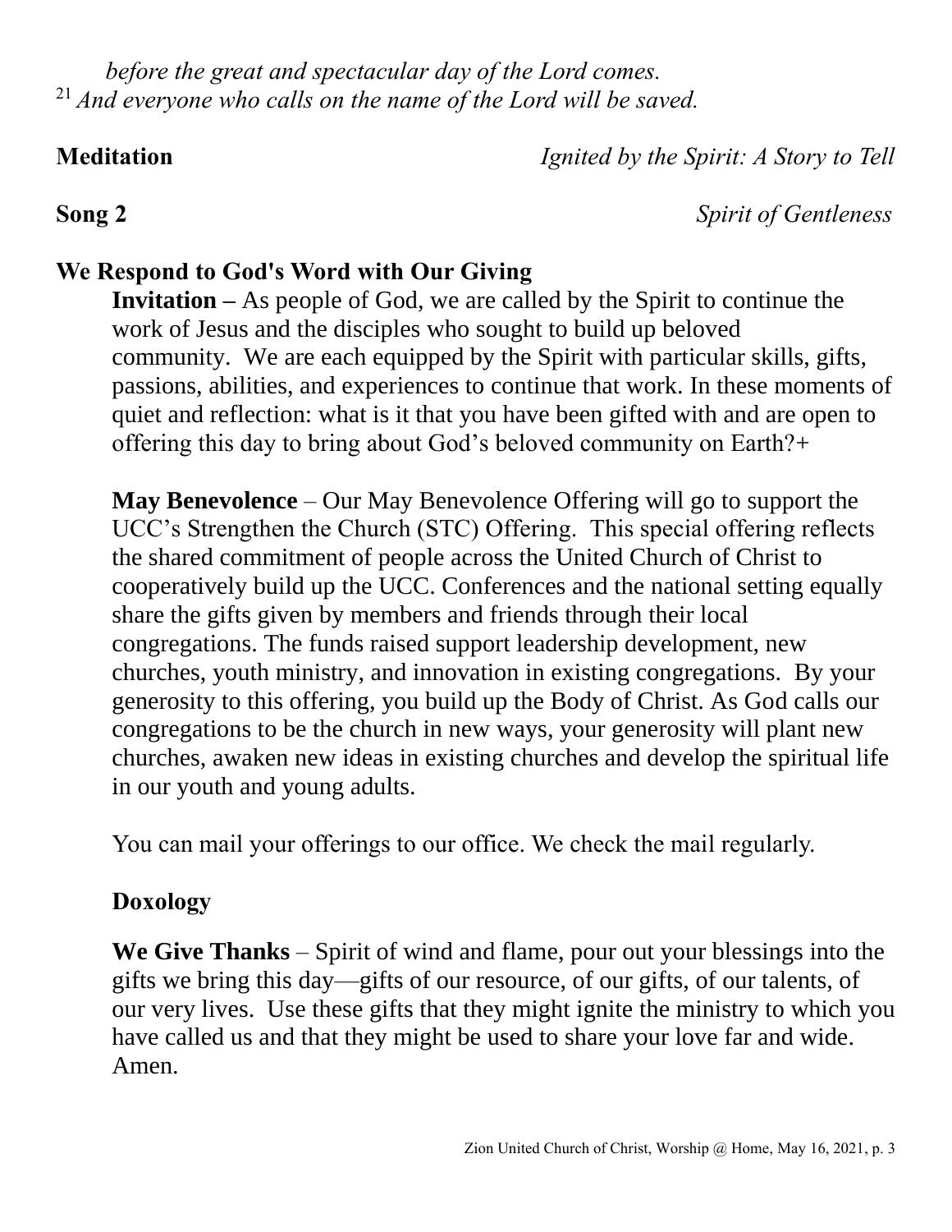*before the great and spectacular day of the Lord comes.*
[21] *And everyone who calls on the name of the Lord will be saved.*

**Meditation** *Ignited by the Spirit: A Story to Tell*

**Song 2** *Spirit of Gentleness*

## We Respond to God's Word with Our Giving

**Invitation –** As people of God, we are called by the Spirit to continue the work of Jesus and the disciples who sought to build up beloved community. We are each equipped by the Spirit with particular skills, gifts, passions, abilities, and experiences to continue that work. In these moments of quiet and reflection: what is it that you have been gifted with and are open to offering this day to bring about God's beloved community on Earth?+

**May Benevolence** – Our May Benevolence Offering will go to support the UCC's Strengthen the Church (STC) Offering. This special offering reflects the shared commitment of people across the United Church of Christ to cooperatively build up the UCC. Conferences and the national setting equally share the gifts given by members and friends through their local congregations. The funds raised support leadership development, new churches, youth ministry, and innovation in existing congregations. By your generosity to this offering, you build up the Body of Christ. As God calls our congregations to be the church in new ways, your generosity will plant new churches, awaken new ideas in existing churches and develop the spiritual life in our youth and young adults.

You can mail your offerings to our office. We check the mail regularly.

**Doxology**

**We Give Thanks** – Spirit of wind and flame, pour out your blessings into the gifts we bring this day—gifts of our resource, of our gifts, of our talents, of our very lives. Use these gifts that they might ignite the ministry to which you have called us and that they might be used to share your love far and wide. Amen.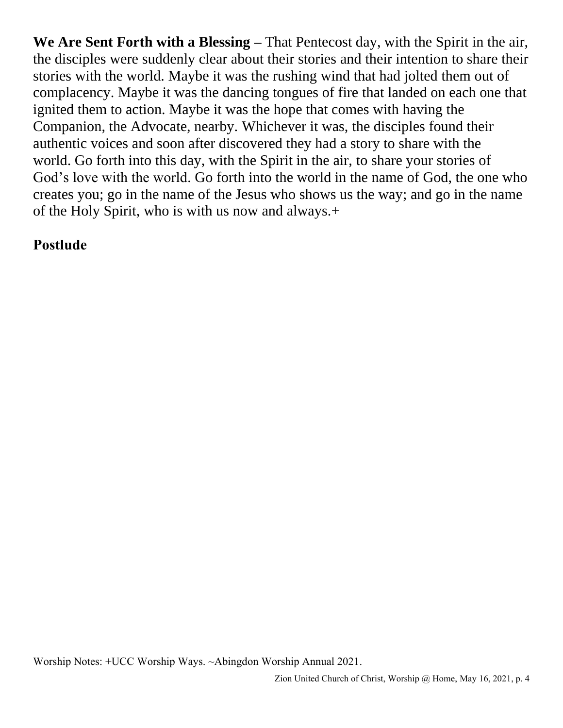**We Are Sent Forth with a Blessing –** That Pentecost day, with the Spirit in the air, the disciples were suddenly clear about their stories and their intention to share their stories with the world. Maybe it was the rushing wind that had jolted them out of complacency. Maybe it was the dancing tongues of fire that landed on each one that ignited them to action. Maybe it was the hope that comes with having the Companion, the Advocate, nearby. Whichever it was, the disciples found their authentic voices and soon after discovered they had a story to share with the world. Go forth into this day, with the Spirit in the air, to share your stories of God's love with the world. Go forth into the world in the name of God, the one who creates you; go in the name of the Jesus who shows us the way; and go in the name of the Holy Spirit, who is with us now and always.+

**Postlude**

Worship Notes: +UCC Worship Ways. ~Abingdon Worship Annual 2021.